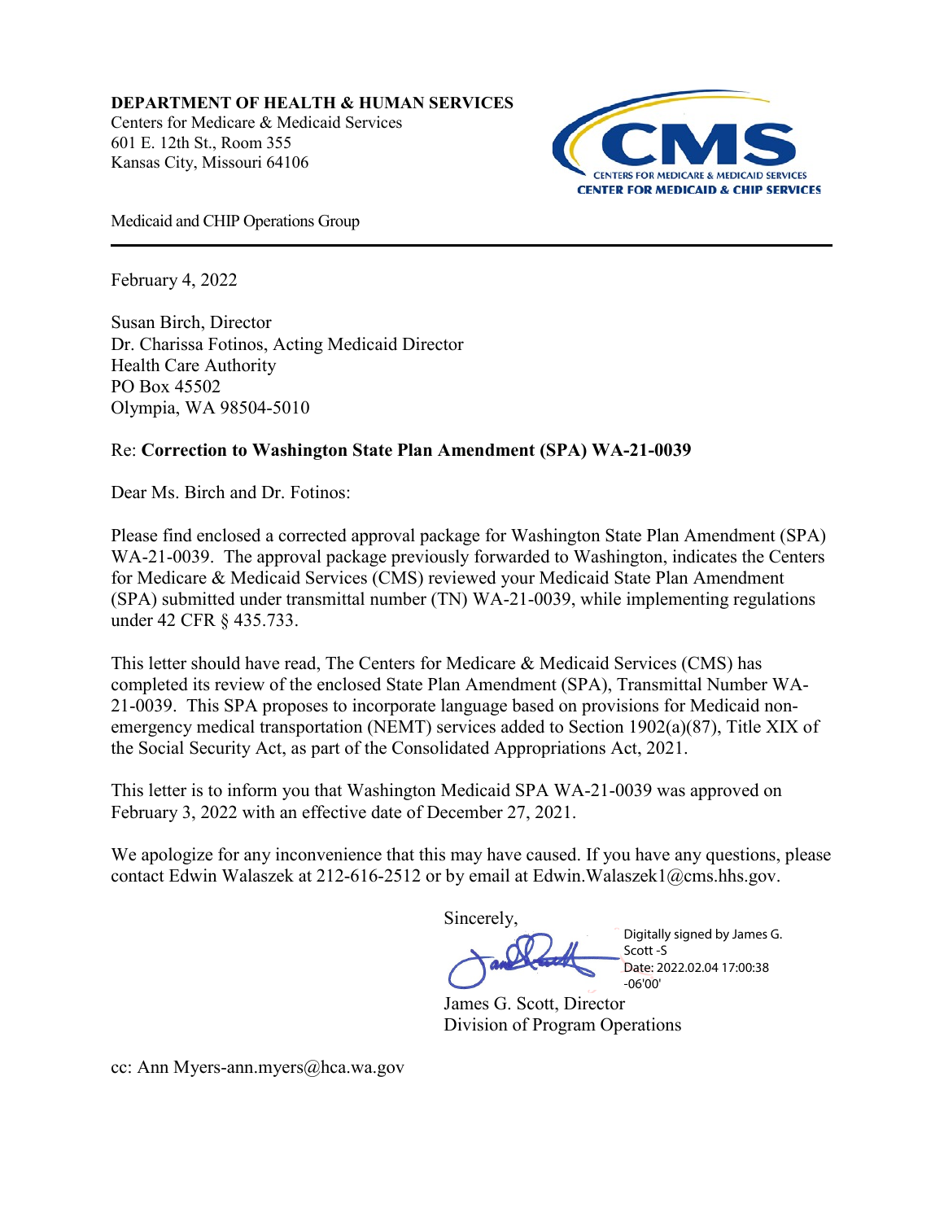**DEPARTMENT OF HEALTH & HUMAN SERVICES**
Centers for Medicare & Medicaid Services
601 E. 12th St., Room 355
Kansas City, Missouri 64106

CMS
CENTERS FOR MEDICARE & MEDICAID SERVICES
CENTER FOR MEDICAID & CHIP SERVICES

Medicaid and CHIP Operations Group

---

February 4, 2022

Susan Birch, Director
Dr. Charissa Fotinos, Acting Medicaid Director
Health Care Authority
PO Box 45502
Olympia, WA 98504-5010

Re: **Correction to Washington State Plan Amendment (SPA) WA-21-0039**

Dear Ms. Birch and Dr. Fotinos:

Please find enclosed a corrected approval package for Washington State Plan Amendment (SPA) WA-21-0039. The approval package previously forwarded to Washington, indicates the Centers for Medicare & Medicaid Services (CMS) reviewed your Medicaid State Plan Amendment (SPA) submitted under transmittal number (TN) WA-21-0039, while implementing regulations under 42 CFR § 435.733.

This letter should have read, The Centers for Medicare & Medicaid Services (CMS) has completed its review of the enclosed State Plan Amendment (SPA), Transmittal Number WA-21-0039. This SPA proposes to incorporate language based on provisions for Medicaid non-emergency medical transportation (NEMT) services added to Section 1902(a)(87), Title XIX of the Social Security Act, as part of the Consolidated Appropriations Act, 2021.

This letter is to inform you that Washington Medicaid SPA WA-21-0039 was approved on February 3, 2022 with an effective date of December 27, 2021.

We apologize for any inconvenience that this may have caused. If you have any questions, please contact Edwin Walaszek at 212-616-2512 or by email at Edwin.Walaszek1@cms.hhs.gov.

Sincerely,

Digitally signed by James G. Scott -S
Date: 2022.02.04 17:00:38 -06'00'

James G. Scott, Director
Division of Program Operations

cc: Ann Myers-ann.myers@hca.wa.gov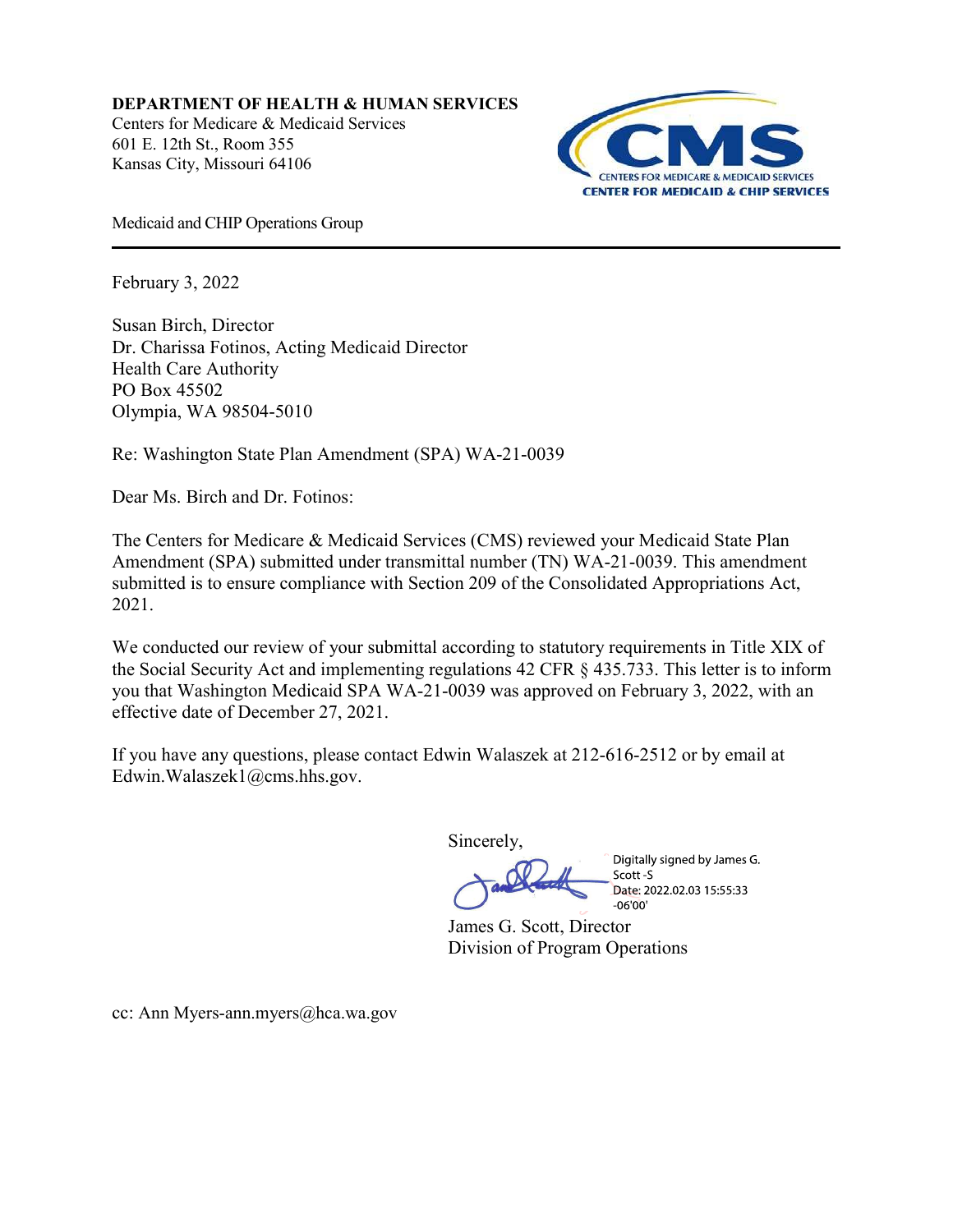**DEPARTMENT OF HEALTH & HUMAN SERVICES**
Centers for Medicare & Medicaid Services
601 E. 12th St., Room 355
Kansas City, Missouri 64106

CMS
CENTERS FOR MEDICARE & MEDICAID SERVICES
CENTER FOR MEDICAID & CHIP SERVICES

Medicaid and CHIP Operations Group

---

February 3, 2022

Susan Birch, Director
Dr. Charissa Fotinos, Acting Medicaid Director
Health Care Authority
PO Box 45502
Olympia, WA 98504-5010

Re: Washington State Plan Amendment (SPA) WA-21-0039

Dear Ms. Birch and Dr. Fotinos:

The Centers for Medicare & Medicaid Services (CMS) reviewed your Medicaid State Plan Amendment (SPA) submitted under transmittal number (TN) WA-21-0039. This amendment submitted is to ensure compliance with Section 209 of the Consolidated Appropriations Act, 2021.

We conducted our review of your submittal according to statutory requirements in Title XIX of the Social Security Act and implementing regulations 42 CFR § 435.733. This letter is to inform you that Washington Medicaid SPA WA-21-0039 was approved on February 3, 2022, with an effective date of December 27, 2021.

If you have any questions, please contact Edwin Walaszek at 212-616-2512 or by email at Edwin.Walaszek1@cms.hhs.gov.

Sincerely,

Digitally signed by James G. Scott -S
Date: 2022.02.03 15:55:33 -06'00'

James G. Scott, Director
Division of Program Operations

cc: Ann Myers-ann.myers@hca.wa.gov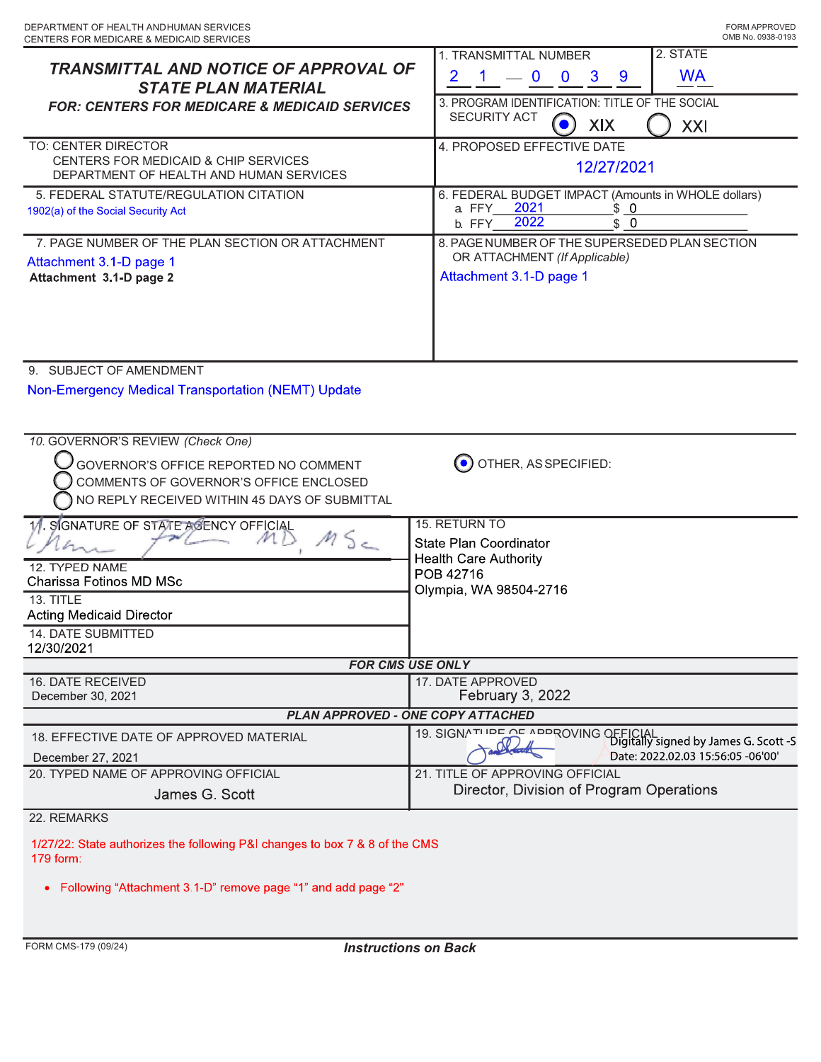DEPARTMENT OF HEALTH AND HUMAN SERVICES
CENTERS FOR MEDICARE & MEDICAID SERVICES

FORM APPROVED
OMB No. 0938-0193

# TRANSMITTAL AND NOTICE OF APPROVAL OF STATE PLAN MATERIAL

## FOR: CENTERS FOR MEDICARE & MEDICAID SERVICES

**1. TRANSMITTAL NUMBER:** 21 — 0039

**2. STATE:** WA

**3. PROGRAM IDENTIFICATION: TITLE OF THE SOCIAL SECURITY ACT:** (●) XIX ( ) XXI

**TO:** CENTER DIRECTOR
CENTERS FOR MEDICAID & CHIP SERVICES
DEPARTMENT OF HEALTH AND HUMAN SERVICES

**4. PROPOSED EFFECTIVE DATE:** 12/27/2021

**5. FEDERAL STATUTE/REGULATION CITATION:** 1902(a) of the Social Security Act

**6. FEDERAL BUDGET IMPACT (Amounts in WHOLE dollars)**
a. FFY 2021 $ 0
b. FFY 2022 $ 0

**7. PAGE NUMBER OF THE PLAN SECTION OR ATTACHMENT:**
Attachment 3.1-D page 1
Attachment 3.1-D page 2

**8. PAGE NUMBER OF THE SUPERSEDED PLAN SECTION OR ATTACHMENT (If Applicable):**
Attachment 3.1-D page 1

**9. SUBJECT OF AMENDMENT:**
Non-Emergency Medical Transportation (NEMT) Update

**10. GOVERNOR'S REVIEW (Check One)**
( ) GOVERNOR'S OFFICE REPORTED NO COMMENT
( ) COMMENTS OF GOVERNOR'S OFFICE ENCLOSED
( ) NO REPLY RECEIVED WITHIN 45 DAYS OF SUBMITTAL
(●) OTHER, AS SPECIFIED:

**11. SIGNATURE OF STATE AGENCY OFFICIAL:** Charissa Fotinos MD, MSc (signature)

**12. TYPED NAME:** Charissa Fotinos MD MSc

**13. TITLE:** Acting Medicaid Director

**14. DATE SUBMITTED:** 12/30/2021

**15. RETURN TO:**
State Plan Coordinator
Health Care Authority
POB 42716
Olympia, WA 98504-2716

### FOR CMS USE ONLY

**16. DATE RECEIVED:** December 30, 2021

**17. DATE APPROVED:** February 3, 2022

### PLAN APPROVED - ONE COPY ATTACHED

**18. EFFECTIVE DATE OF APPROVED MATERIAL:** December 27, 2021

**19. SIGNATURE OF APPROVING OFFICIAL:** Digitally signed by James G. Scott -S
Date: 2022.02.03 15:56:05 -06'00'

**20. TYPED NAME OF APPROVING OFFICIAL:** James G. Scott

**21. TITLE OF APPROVING OFFICIAL:** Director, Division of Program Operations

**22. REMARKS**

1/27/22: State authorizes the following P&I changes to box 7 & 8 of the CMS 179 form:

- Following "Attachment 3.1-D" remove page "1" and add page "2"

FORM CMS-179 (09/24)

*Instructions on Back*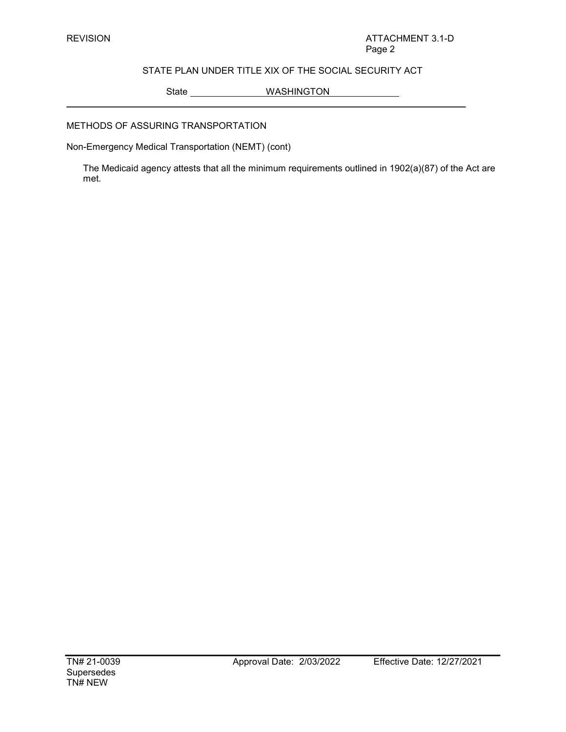STATE PLAN UNDER TITLE XIX OF THE SOCIAL SECURITY ACT

State WASHINGTON

METHODS OF ASSURING TRANSPORTATION

Non-Emergency Medical Transportation (NEMT) (cont)

The Medicaid agency attests that all the minimum requirements outlined in 1902(a)(87) of the Act are met.

TN# 21-0039 Approval Date: 2/03/2022 Effective Date: 12/27/2021
Supersedes
TN# NEW